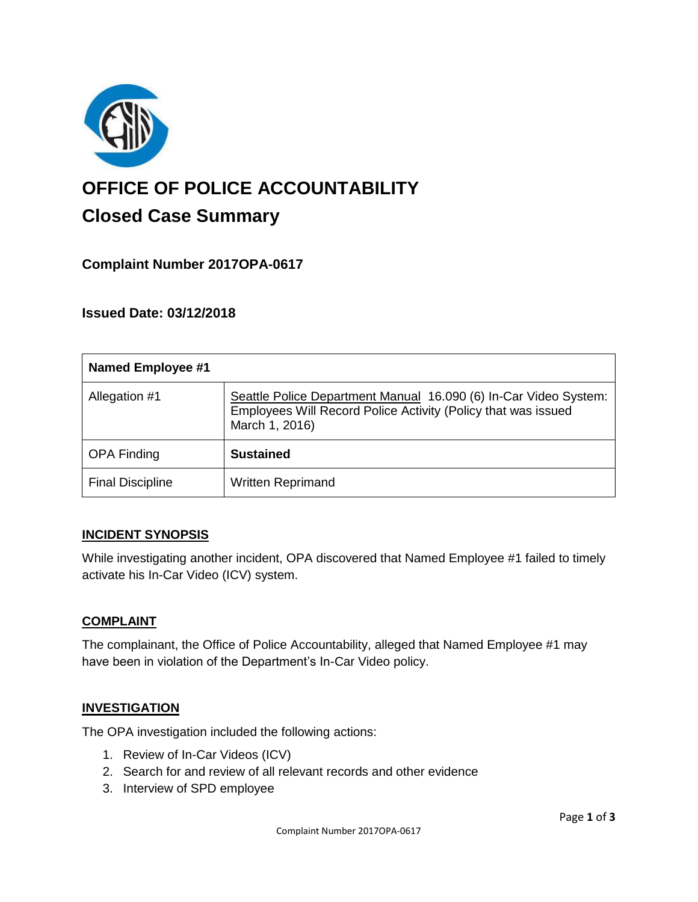# OFFICE OF POLICE ACCOUNTABILITY

## Closed Case Summary

### Complaint Number 2017OPA-0617

### Issued Date: 03/12/2018

| Named Employee #1 | |
|---|---|
| Allegation #1 | Seattle Police Department Manual 16.090 (6) In-Car Video System: Employees Will Record Police Activity (Policy that was issued March 1, 2016) |
| OPA Finding | **Sustained** |
| Final Discipline | Written Reprimand |

#### INCIDENT SYNOPSIS

While investigating another incident, OPA discovered that Named Employee #1 failed to timely activate his In-Car Video (ICV) system.

#### COMPLAINT

The complainant, the Office of Police Accountability, alleged that Named Employee #1 may have been in violation of the Department's In-Car Video policy.

#### INVESTIGATION

The OPA investigation included the following actions:

1. Review of In-Car Videos (ICV)
2. Search for and review of all relevant records and other evidence
3. Interview of SPD employee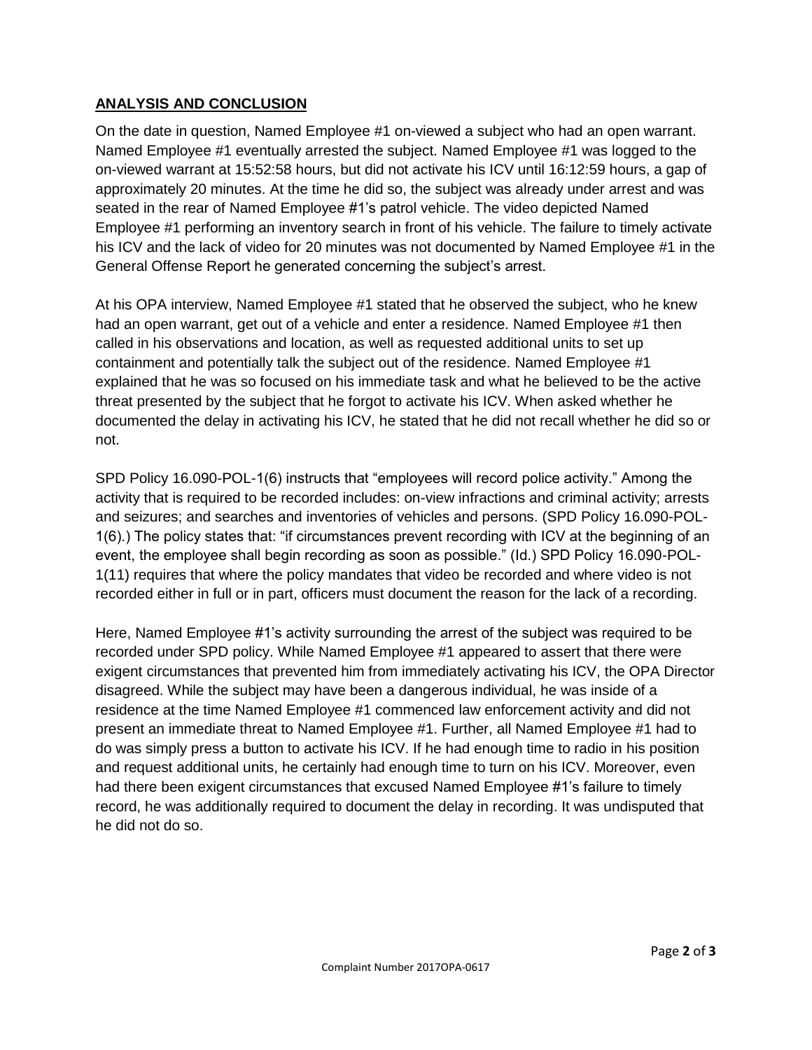## ANALYSIS AND CONCLUSION

On the date in question, Named Employee #1 on-viewed a subject who had an open warrant. Named Employee #1 eventually arrested the subject. Named Employee #1 was logged to the on-viewed warrant at 15:52:58 hours, but did not activate his ICV until 16:12:59 hours, a gap of approximately 20 minutes. At the time he did so, the subject was already under arrest and was seated in the rear of Named Employee #1's patrol vehicle. The video depicted Named Employee #1 performing an inventory search in front of his vehicle. The failure to timely activate his ICV and the lack of video for 20 minutes was not documented by Named Employee #1 in the General Offense Report he generated concerning the subject's arrest.

At his OPA interview, Named Employee #1 stated that he observed the subject, who he knew had an open warrant, get out of a vehicle and enter a residence. Named Employee #1 then called in his observations and location, as well as requested additional units to set up containment and potentially talk the subject out of the residence. Named Employee #1 explained that he was so focused on his immediate task and what he believed to be the active threat presented by the subject that he forgot to activate his ICV. When asked whether he documented the delay in activating his ICV, he stated that he did not recall whether he did so or not.

SPD Policy 16.090-POL-1(6) instructs that "employees will record police activity." Among the activity that is required to be recorded includes: on-view infractions and criminal activity; arrests and seizures; and searches and inventories of vehicles and persons. (SPD Policy 16.090-POL-1(6).) The policy states that: "if circumstances prevent recording with ICV at the beginning of an event, the employee shall begin recording as soon as possible." (Id.) SPD Policy 16.090-POL-1(11) requires that where the policy mandates that video be recorded and where video is not recorded either in full or in part, officers must document the reason for the lack of a recording.

Here, Named Employee #1's activity surrounding the arrest of the subject was required to be recorded under SPD policy. While Named Employee #1 appeared to assert that there were exigent circumstances that prevented him from immediately activating his ICV, the OPA Director disagreed. While the subject may have been a dangerous individual, he was inside of a residence at the time Named Employee #1 commenced law enforcement activity and did not present an immediate threat to Named Employee #1. Further, all Named Employee #1 had to do was simply press a button to activate his ICV. If he had enough time to radio in his position and request additional units, he certainly had enough time to turn on his ICV. Moreover, even had there been exigent circumstances that excused Named Employee #1's failure to timely record, he was additionally required to document the delay in recording. It was undisputed that he did not do so.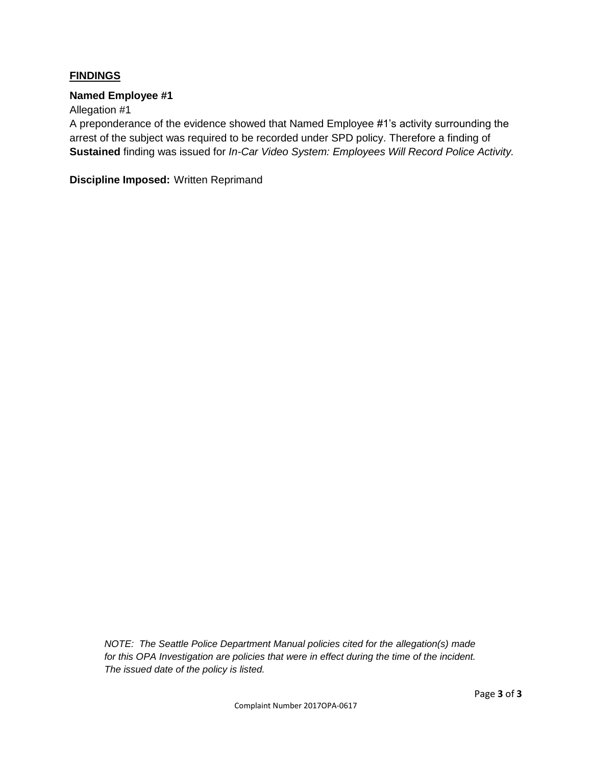## FINDINGS

**Named Employee #1**

Allegation #1

A preponderance of the evidence showed that Named Employee #1's activity surrounding the arrest of the subject was required to be recorded under SPD policy. Therefore a finding of **Sustained** finding was issued for *In-Car Video System: Employees Will Record Police Activity.*

**Discipline Imposed:** Written Reprimand

*NOTE: The Seattle Police Department Manual policies cited for the allegation(s) made for this OPA Investigation are policies that were in effect during the time of the incident. The issued date of the policy is listed.*

Complaint Number 2017OPA-0617